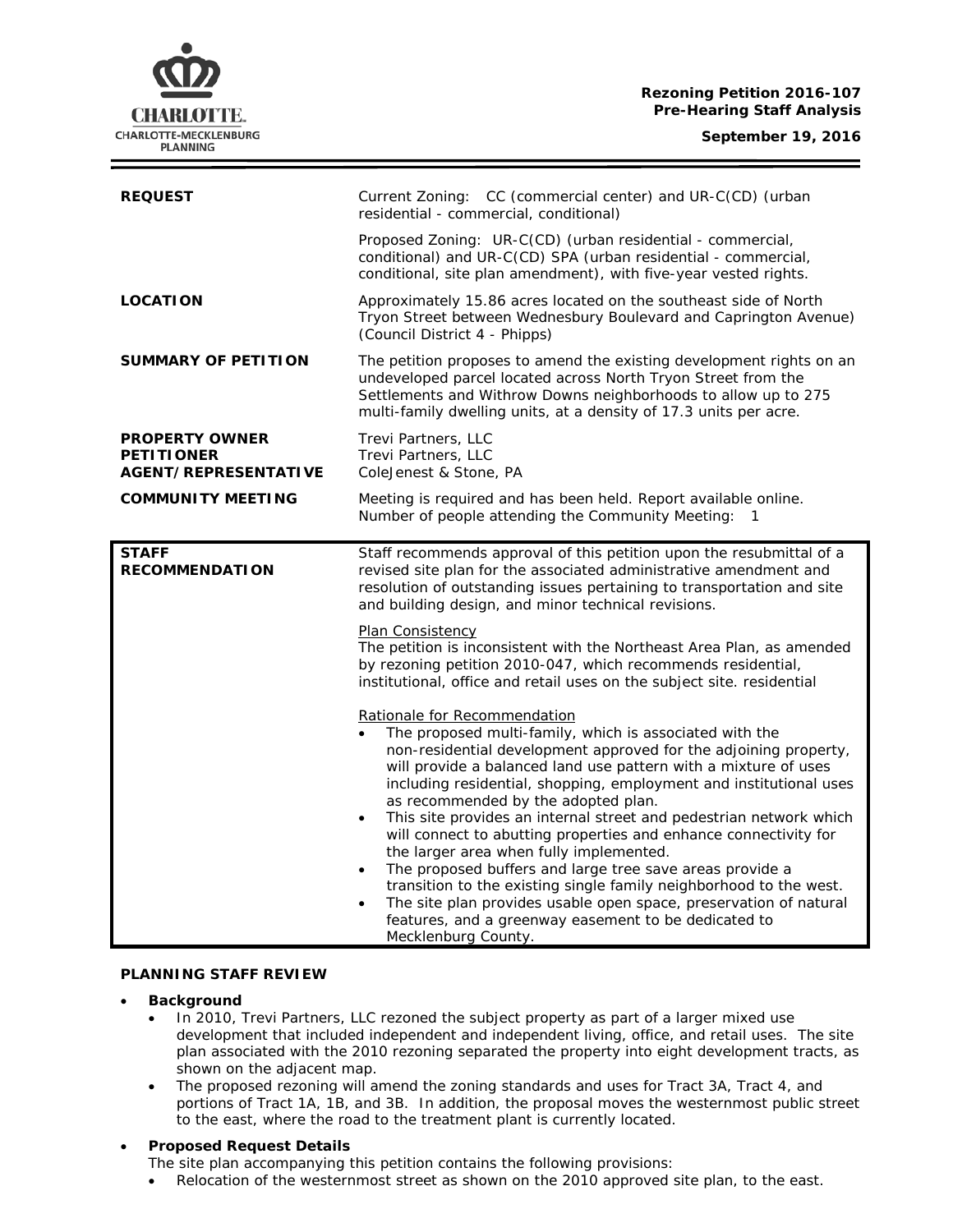**Rezoning Petition 2016-107**
**Pre-Hearing Staff Analysis**

**September 19, 2016**

| | |
|---|---|
| **REQUEST** | Current Zoning: CC (commercial center) and UR-C(CD) (urban residential - commercial, conditional)<br><br>Proposed Zoning: UR-C(CD) (urban residential - commercial, conditional) and UR-C(CD) SPA (urban residential - commercial, conditional, site plan amendment), with five-year vested rights. |
| **LOCATION** | Approximately 15.86 acres located on the southeast side of North Tryon Street between Wednesbury Boulevard and Caprington Avenue) (Council District 4 - Phipps) |
| **SUMMARY OF PETITION** | The petition proposes to amend the existing development rights on an undeveloped parcel located across North Tryon Street from the Settlements and Withrow Downs neighborhoods to allow up to 275 multi-family dwelling units, at a density of 17.3 units per acre. |
| **PROPERTY OWNER**<br>**PETITIONER**<br>**AGENT/REPRESENTATIVE** | Trevi Partners, LLC<br>Trevi Partners, LLC<br>ColeJenest & Stone, PA |
| **COMMUNITY MEETING** | Meeting is required and has been held. Report available online.<br>Number of people attending the Community Meeting: 1 |

| | |
|---|---|
| **STAFF RECOMMENDATION** | Staff recommends approval of this petition upon the resubmittal of a revised site plan for the associated administrative amendment and resolution of outstanding issues pertaining to transportation and site and building design, and minor technical revisions.<br><br><u>Plan Consistency</u><br>The petition is inconsistent with the Northeast Area Plan, as amended by rezoning petition 2010-047, which recommends residential, institutional, office and retail uses on the subject site. residential<br><br><u>Rationale for Recommendation</u><br>• The proposed multi-family, which is associated with the non-residential development approved for the adjoining property, will provide a balanced land use pattern with a mixture of uses including residential, shopping, employment and institutional uses as recommended by the adopted plan.<br>• This site provides an internal street and pedestrian network which will connect to abutting properties and enhance connectivity for the larger area when fully implemented.<br>• The proposed buffers and large tree save areas provide a transition to the existing single family neighborhood to the west.<br>• The site plan provides usable open space, preservation of natural features, and a greenway easement to be dedicated to Mecklenburg County. |

**PLANNING STAFF REVIEW**

- **Background**
  - In 2010, Trevi Partners, LLC rezoned the subject property as part of a larger mixed use development that included independent and independent living, office, and retail uses. The site plan associated with the 2010 rezoning separated the property into eight development tracts, as shown on the adjacent map.
  - The proposed rezoning will amend the zoning standards and uses for Tract 3A, Tract 4, and portions of Tract 1A, 1B, and 3B. In addition, the proposal moves the westernmost public street to the east, where the road to the treatment plant is currently located.
- **Proposed Request Details**

  The site plan accompanying this petition contains the following provisions:
  - Relocation of the westernmost street as shown on the 2010 approved site plan, to the east.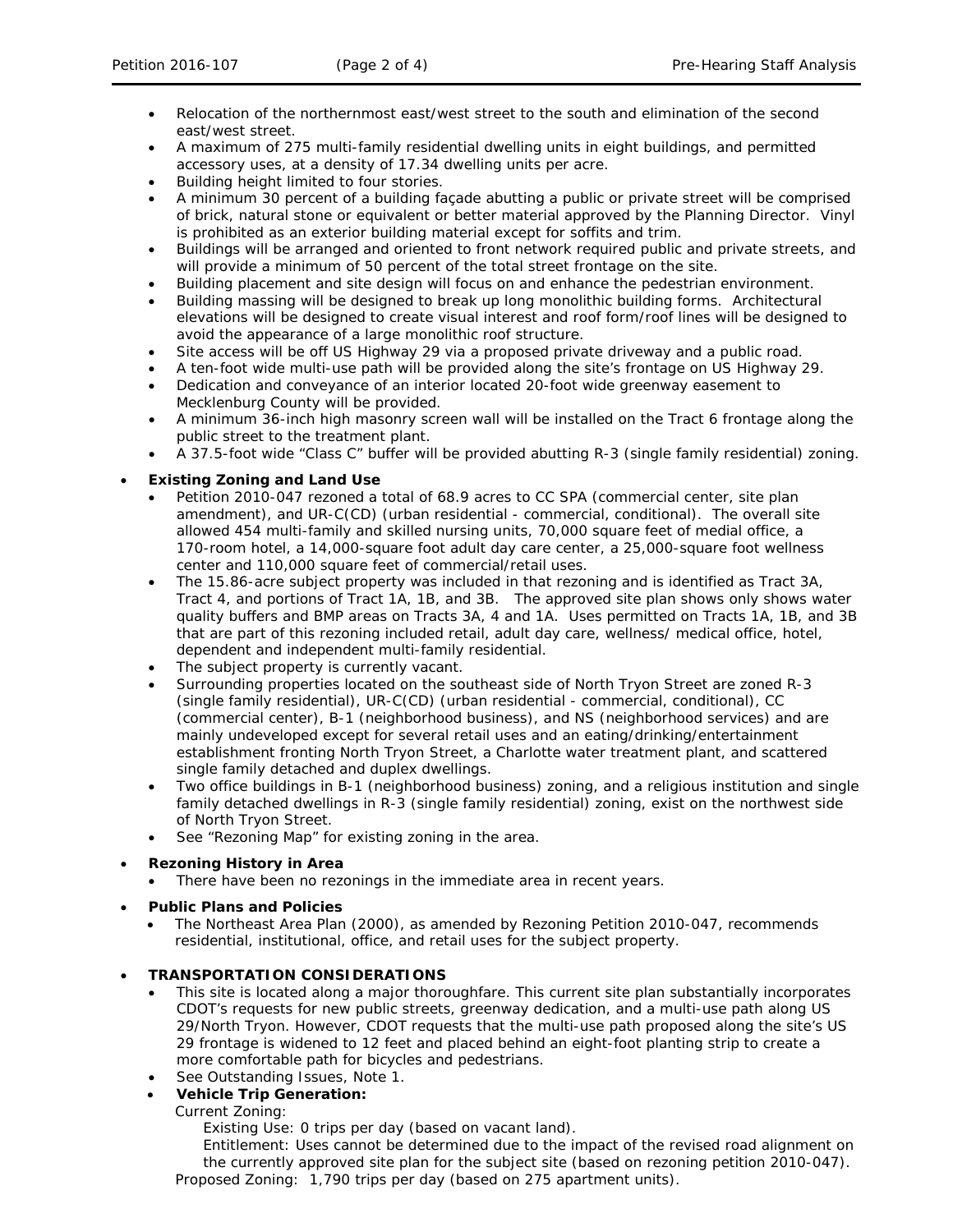- Relocation of the northernmost east/west street to the south and elimination of the second east/west street.
- A maximum of 275 multi-family residential dwelling units in eight buildings, and permitted accessory uses, at a density of 17.34 dwelling units per acre.
- Building height limited to four stories.
- A minimum 30 percent of a building façade abutting a public or private street will be comprised of brick, natural stone or equivalent or better material approved by the Planning Director. Vinyl is prohibited as an exterior building material except for soffits and trim.
- Buildings will be arranged and oriented to front network required public and private streets, and will provide a minimum of 50 percent of the total street frontage on the site.
- Building placement and site design will focus on and enhance the pedestrian environment.
- Building massing will be designed to break up long monolithic building forms. Architectural elevations will be designed to create visual interest and roof form/roof lines will be designed to avoid the appearance of a large monolithic roof structure.
- Site access will be off US Highway 29 via a proposed private driveway and a public road.
- A ten-foot wide multi-use path will be provided along the site's frontage on US Highway 29.
- Dedication and conveyance of an interior located 20-foot wide greenway easement to Mecklenburg County will be provided.
- A minimum 36-inch high masonry screen wall will be installed on the Tract 6 frontage along the public street to the treatment plant.
- A 37.5-foot wide "Class C" buffer will be provided abutting R-3 (single family residential) zoning.

- **Existing Zoning and Land Use**
  - Petition 2010-047 rezoned a total of 68.9 acres to CC SPA (commercial center, site plan amendment), and UR-C(CD) (urban residential - commercial, conditional). The overall site allowed 454 multi-family and skilled nursing units, 70,000 square feet of medial office, a 170-room hotel, a 14,000-square foot adult day care center, a 25,000-square foot wellness center and 110,000 square feet of commercial/retail uses.
  - The 15.86-acre subject property was included in that rezoning and is identified as Tract 3A, Tract 4, and portions of Tract 1A, 1B, and 3B. The approved site plan shows only shows water quality buffers and BMP areas on Tracts 3A, 4 and 1A. Uses permitted on Tracts 1A, 1B, and 3B that are part of this rezoning included retail, adult day care, wellness/ medical office, hotel, dependent and independent multi-family residential.
  - The subject property is currently vacant.
  - Surrounding properties located on the southeast side of North Tryon Street are zoned R-3 (single family residential), UR-C(CD) (urban residential - commercial, conditional), CC (commercial center), B-1 (neighborhood business), and NS (neighborhood services) and are mainly undeveloped except for several retail uses and an eating/drinking/entertainment establishment fronting North Tryon Street, a Charlotte water treatment plant, and scattered single family detached and duplex dwellings.
  - Two office buildings in B-1 (neighborhood business) zoning, and a religious institution and single family detached dwellings in R-3 (single family residential) zoning, exist on the northwest side of North Tryon Street.
  - See "Rezoning Map" for existing zoning in the area.

- **Rezoning History in Area**
  - There have been no rezonings in the immediate area in recent years.

- **Public Plans and Policies**
  - The Northeast Area Plan (2000), as amended by Rezoning Petition 2010-047, recommends residential, institutional, office, and retail uses for the subject property.

- **TRANSPORTATION CONSIDERATIONS**
  - This site is located along a major thoroughfare. This current site plan substantially incorporates CDOT's requests for new public streets, greenway dedication, and a multi-use path along US 29/North Tryon. However, CDOT requests that the multi-use path proposed along the site's US 29 frontage is widened to 12 feet and placed behind an eight-foot planting strip to create a more comfortable path for bicycles and pedestrians.
  - See Outstanding Issues, Note 1.
  - **Vehicle Trip Generation:**

    Current Zoning:

    Existing Use: 0 trips per day (based on vacant land).

    Entitlement: Uses cannot be determined due to the impact of the revised road alignment on the currently approved site plan for the subject site (based on rezoning petition 2010-047).

    Proposed Zoning: 1,790 trips per day (based on 275 apartment units).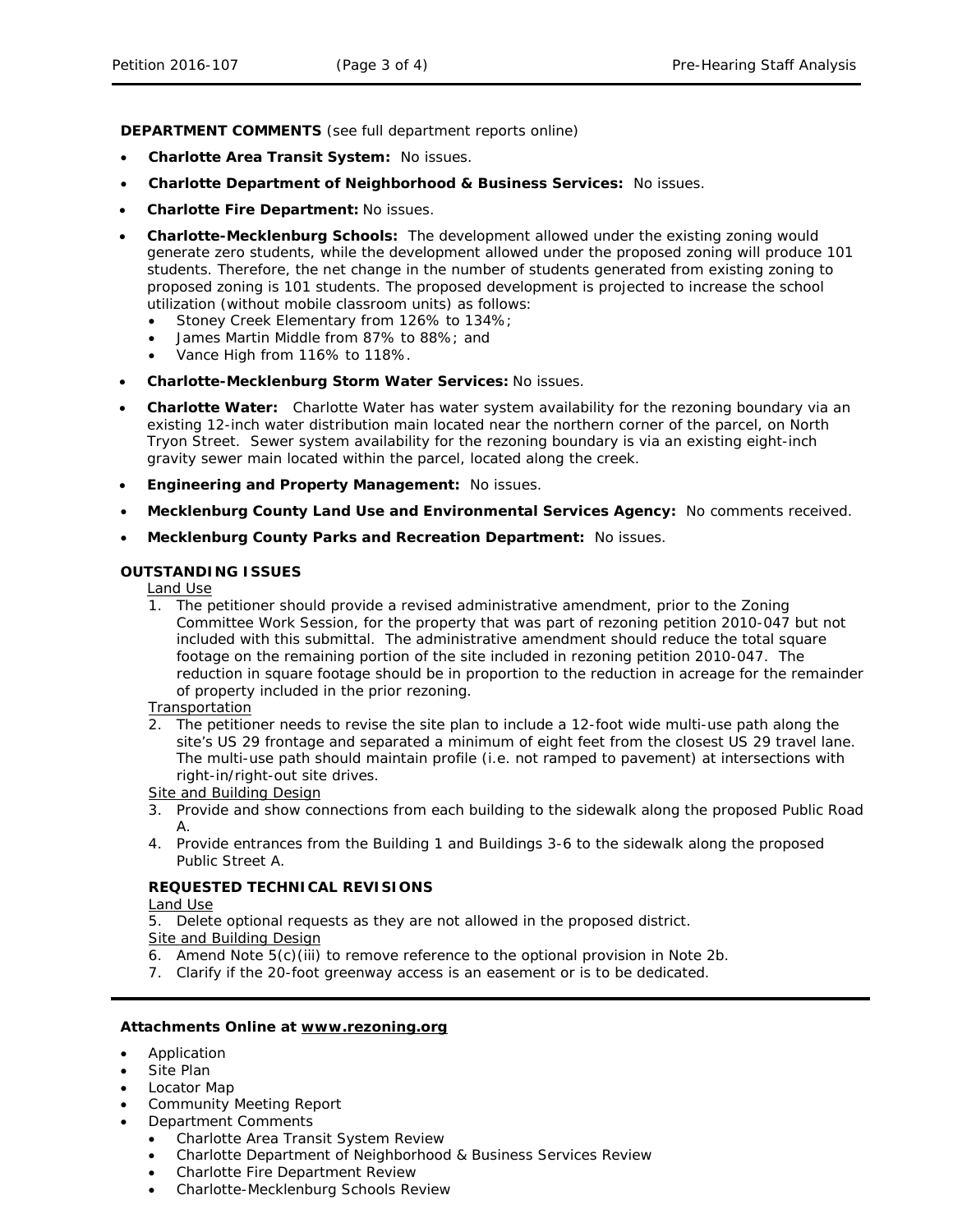**DEPARTMENT COMMENTS** (see full department reports online)

- **Charlotte Area Transit System:** No issues.
- **Charlotte Department of Neighborhood & Business Services:** No issues.
- **Charlotte Fire Department:** No issues.
- **Charlotte-Mecklenburg Schools:** The development allowed under the existing zoning would generate zero students, while the development allowed under the proposed zoning will produce 101 students. Therefore, the net change in the number of students generated from existing zoning to proposed zoning is 101 students. The proposed development is projected to increase the school utilization (without mobile classroom units) as follows:
  - Stoney Creek Elementary from 126% to 134%;
  - James Martin Middle from 87% to 88%; and
  - Vance High from 116% to 118%.
- **Charlotte-Mecklenburg Storm Water Services:** No issues.
- **Charlotte Water:** Charlotte Water has water system availability for the rezoning boundary via an existing 12-inch water distribution main located near the northern corner of the parcel, on North Tryon Street. Sewer system availability for the rezoning boundary is via an existing eight-inch gravity sewer main located within the parcel, located along the creek.
- **Engineering and Property Management:** No issues.
- **Mecklenburg County Land Use and Environmental Services Agency:** No comments received.
- **Mecklenburg County Parks and Recreation Department:** No issues.

**OUTSTANDING ISSUES**

Land Use

1. The petitioner should provide a revised administrative amendment, prior to the Zoning Committee Work Session, for the property that was part of rezoning petition 2010-047 but not included with this submittal. The administrative amendment should reduce the total square footage on the remaining portion of the site included in rezoning petition 2010-047. The reduction in square footage should be in proportion to the reduction in acreage for the remainder of property included in the prior rezoning.

Transportation

2. The petitioner needs to revise the site plan to include a 12-foot wide multi-use path along the site's US 29 frontage and separated a minimum of eight feet from the closest US 29 travel lane. The multi-use path should maintain profile (i.e. not ramped to pavement) at intersections with right-in/right-out site drives.

Site and Building Design

3. Provide and show connections from each building to the sidewalk along the proposed Public Road A.
4. Provide entrances from the Building 1 and Buildings 3-6 to the sidewalk along the proposed Public Street A.

**REQUESTED TECHNICAL REVISIONS**

Land Use

5. Delete optional requests as they are not allowed in the proposed district.

Site and Building Design

6. Amend Note 5(c)(iii) to remove reference to the optional provision in Note 2b.
7. Clarify if the 20-foot greenway access is an easement or is to be dedicated.

---

**Attachments Online at www.rezoning.org**

- Application
- Site Plan
- Locator Map
- Community Meeting Report
- Department Comments
  - Charlotte Area Transit System Review
  - Charlotte Department of Neighborhood & Business Services Review
  - Charlotte Fire Department Review
  - Charlotte-Mecklenburg Schools Review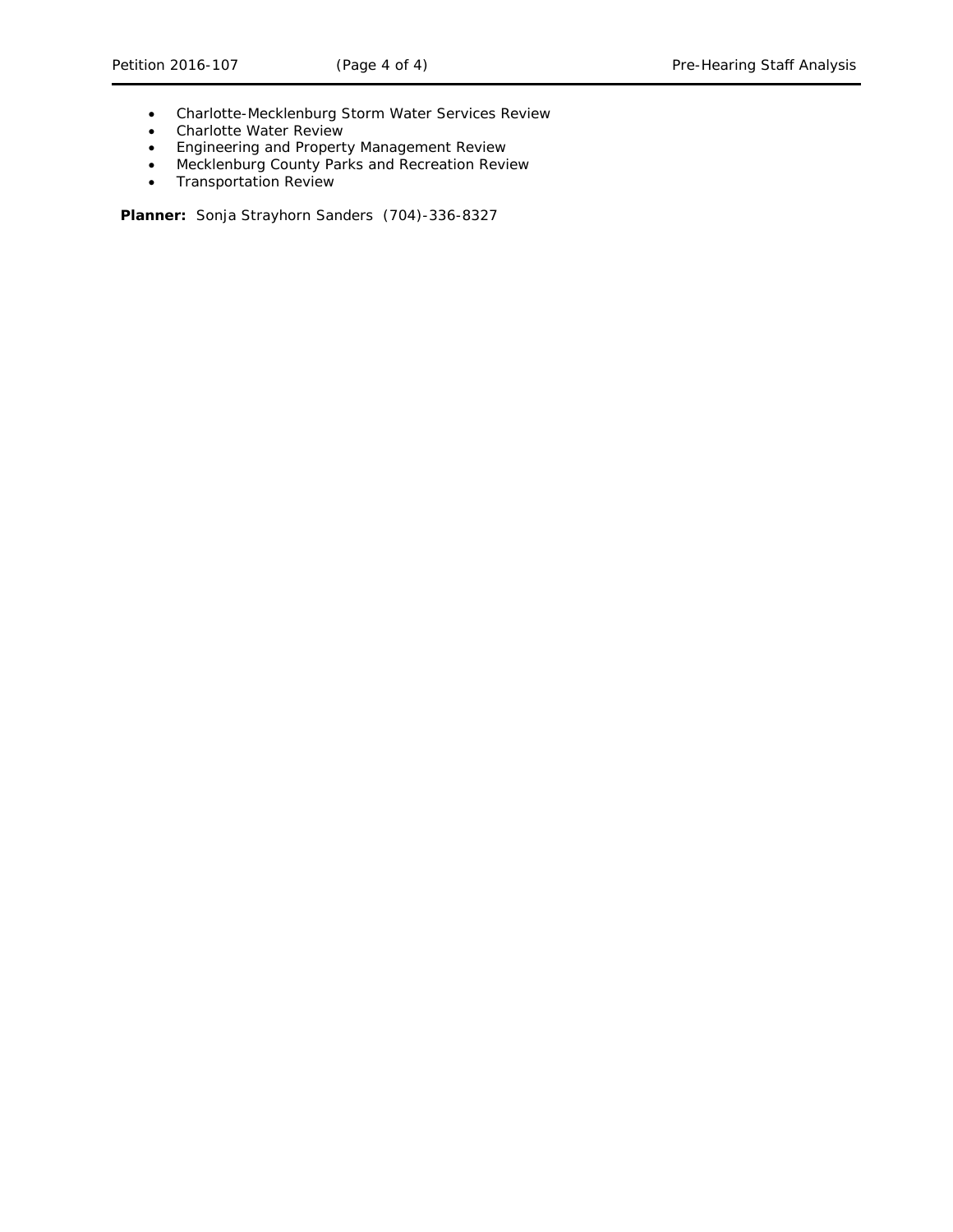- Charlotte-Mecklenburg Storm Water Services Review
- Charlotte Water Review
- Engineering and Property Management Review
- Mecklenburg County Parks and Recreation Review
- Transportation Review

**Planner:** Sonja Strayhorn Sanders (704)-336-8327